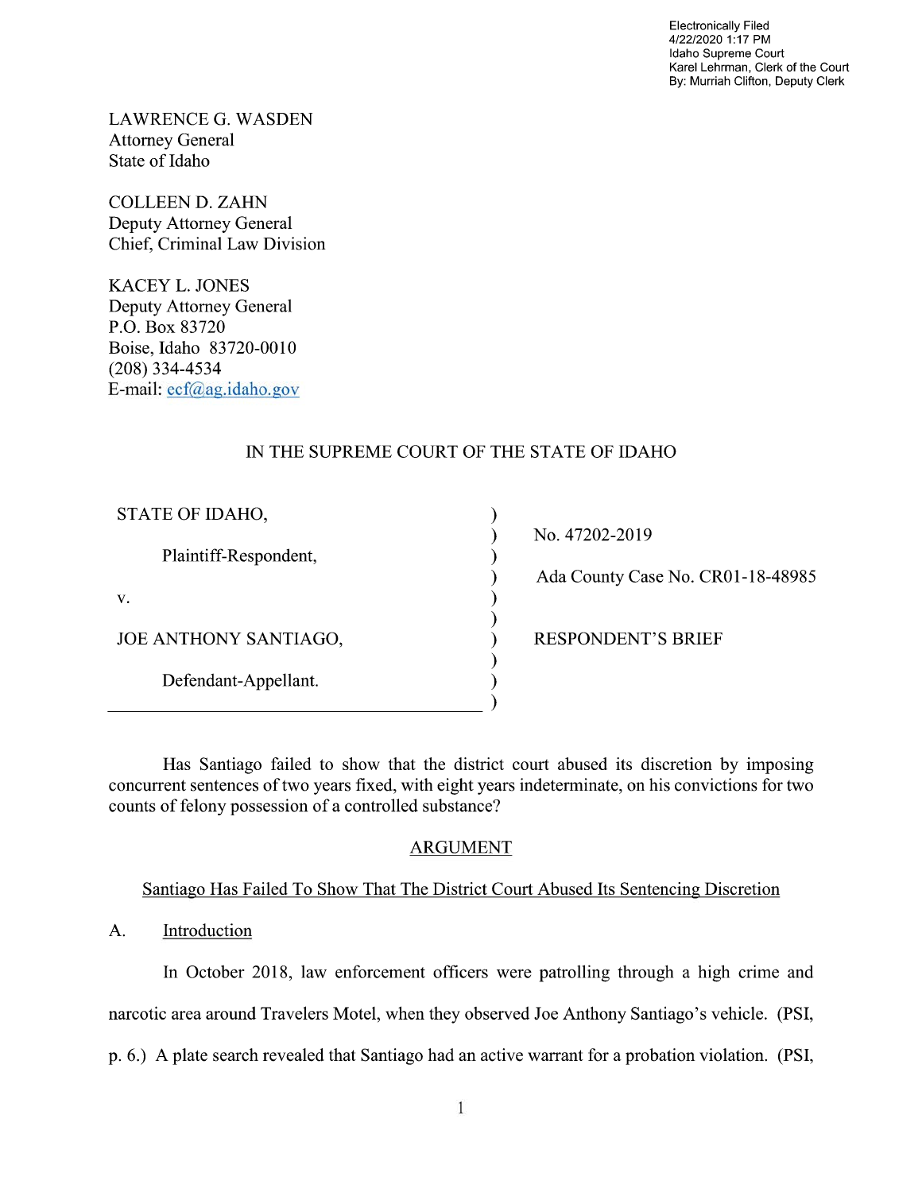Electronically Filed
4/22/2020 1:17 PM
Idaho Supreme Court
Karel Lehrman, Clerk of the Court
By: Murriah Clifton, Deputy Clerk

LAWRENCE G. WASDEN
Attorney General
State of Idaho

COLLEEN D. ZAHN
Deputy Attorney General
Chief, Criminal Law Division

KACEY L. JONES
Deputy Attorney General
P.O. Box 83720
Boise, Idaho 83720-0010
(208) 334-4534
E-mail: ecf@ag.idaho.gov

IN THE SUPREME COURT OF THE STATE OF IDAHO

| | |
|---|---|
| STATE OF IDAHO, | |
| Plaintiff-Respondent, | No. 47202-2019 |
| v. | Ada County Case No. CR01-18-48985 |
| JOE ANTHONY SANTIAGO, | RESPONDENT'S BRIEF |
| Defendant-Appellant. | |

Has Santiago failed to show that the district court abused its discretion by imposing concurrent sentences of two years fixed, with eight years indeterminate, on his convictions for two counts of felony possession of a controlled substance?

## ARGUMENT

### Santiago Has Failed To Show That The District Court Abused Its Sentencing Discretion

A. Introduction

In October 2018, law enforcement officers were patrolling through a high crime and narcotic area around Travelers Motel, when they observed Joe Anthony Santiago's vehicle. (PSI, p. 6.) A plate search revealed that Santiago had an active warrant for a probation violation. (PSI,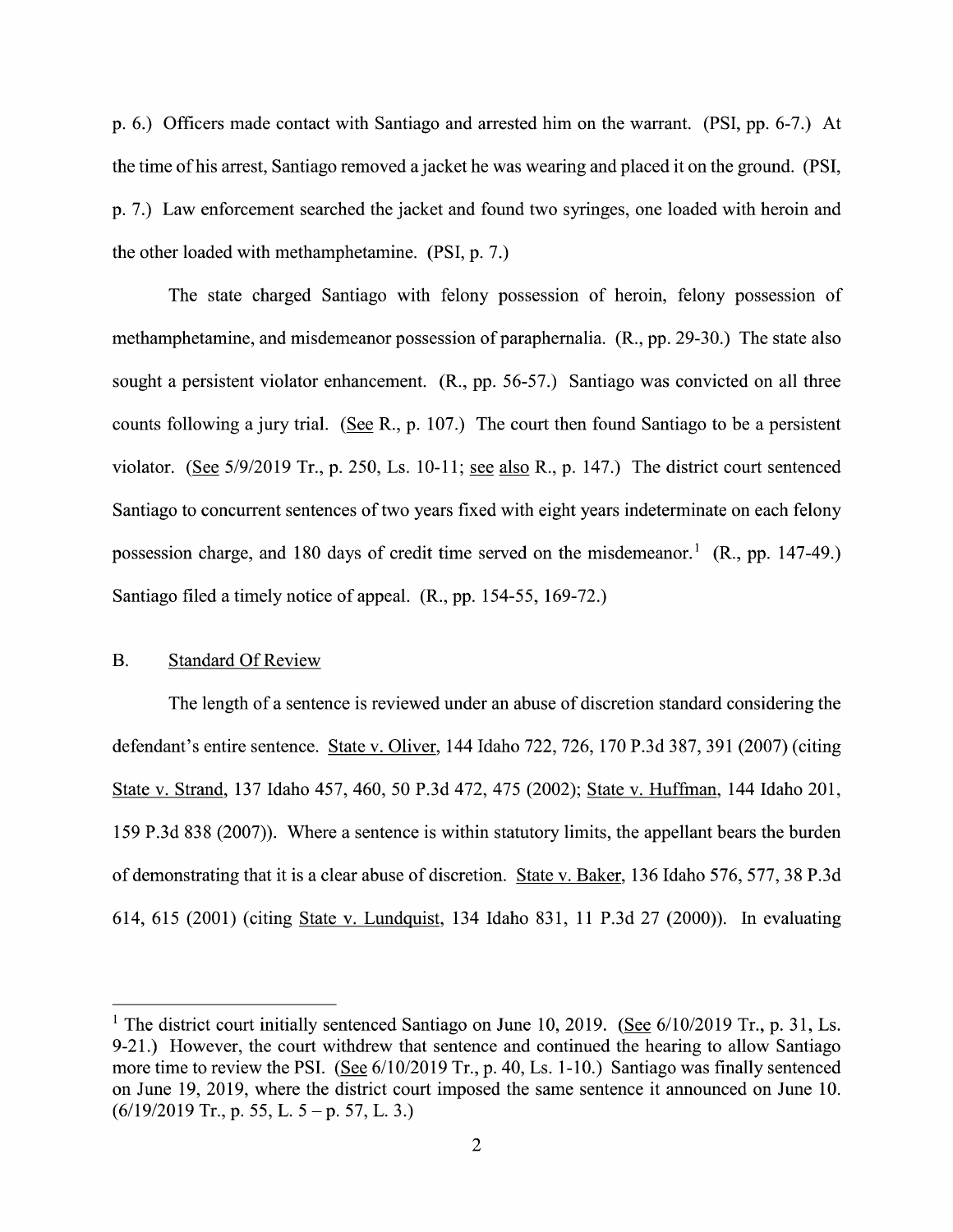p. 6.) Officers made contact with Santiago and arrested him on the warrant. (PSI, pp. 6-7.) At the time of his arrest, Santiago removed a jacket he was wearing and placed it on the ground. (PSI, p. 7.) Law enforcement searched the jacket and found two syringes, one loaded with heroin and the other loaded with methamphetamine. (PSI, p. 7.)

The state charged Santiago with felony possession of heroin, felony possession of methamphetamine, and misdemeanor possession of paraphernalia. (R., pp. 29-30.) The state also sought a persistent violator enhancement. (R., pp. 56-57.) Santiago was convicted on all three counts following a jury trial. (See R., p. 107.) The court then found Santiago to be a persistent violator. (See 5/9/2019 Tr., p. 250, Ls. 10-11; see also R., p. 147.) The district court sentenced Santiago to concurrent sentences of two years fixed with eight years indeterminate on each felony possession charge, and 180 days of credit time served on the misdemeanor.[1] (R., pp. 147-49.) Santiago filed a timely notice of appeal. (R., pp. 154-55, 169-72.)

## B. Standard Of Review

The length of a sentence is reviewed under an abuse of discretion standard considering the defendant's entire sentence. State v. Oliver, 144 Idaho 722, 726, 170 P.3d 387, 391 (2007) (citing State v. Strand, 137 Idaho 457, 460, 50 P.3d 472, 475 (2002); State v. Huffman, 144 Idaho 201, 159 P.3d 838 (2007)). Where a sentence is within statutory limits, the appellant bears the burden of demonstrating that it is a clear abuse of discretion. State v. Baker, 136 Idaho 576, 577, 38 P.3d 614, 615 (2001) (citing State v. Lundquist, 134 Idaho 831, 11 P.3d 27 (2000)). In evaluating

---

[1] The district court initially sentenced Santiago on June 10, 2019. (See 6/10/2019 Tr., p. 31, Ls. 9-21.) However, the court withdrew that sentence and continued the hearing to allow Santiago more time to review the PSI. (See 6/10/2019 Tr., p. 40, Ls. 1-10.) Santiago was finally sentenced on June 19, 2019, where the district court imposed the same sentence it announced on June 10. (6/19/2019 Tr., p. 55, L. 5 – p. 57, L. 3.)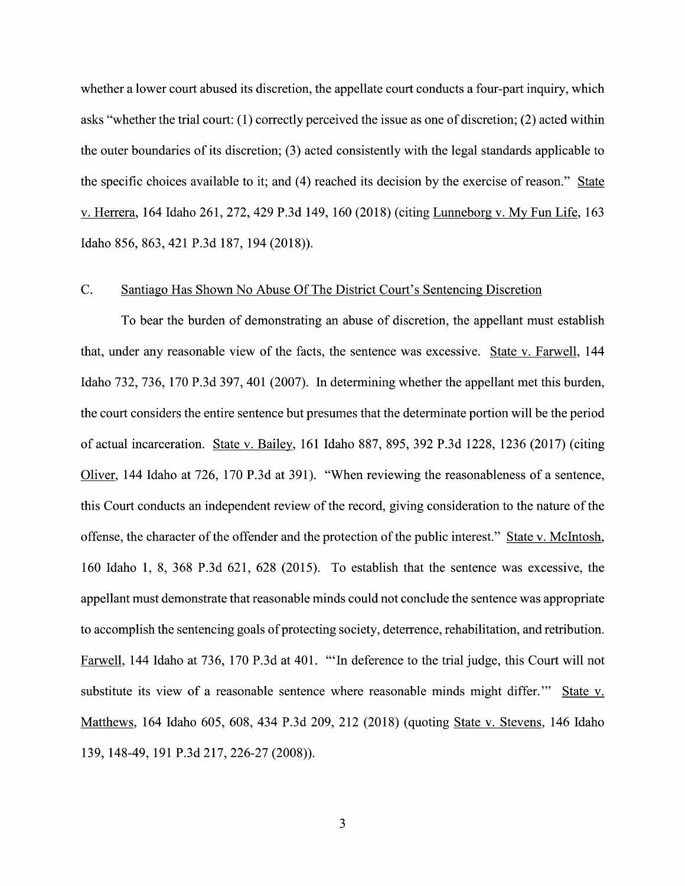whether a lower court abused its discretion, the appellate court conducts a four-part inquiry, which asks "whether the trial court: (1) correctly perceived the issue as one of discretion; (2) acted within the outer boundaries of its discretion; (3) acted consistently with the legal standards applicable to the specific choices available to it; and (4) reached its decision by the exercise of reason." State v. Herrera, 164 Idaho 261, 272, 429 P.3d 149, 160 (2018) (citing Lunneborg v. My Fun Life, 163 Idaho 856, 863, 421 P.3d 187, 194 (2018)).

## C. Santiago Has Shown No Abuse Of The District Court's Sentencing Discretion

To bear the burden of demonstrating an abuse of discretion, the appellant must establish that, under any reasonable view of the facts, the sentence was excessive. State v. Farwell, 144 Idaho 732, 736, 170 P.3d 397, 401 (2007). In determining whether the appellant met this burden, the court considers the entire sentence but presumes that the determinate portion will be the period of actual incarceration. State v. Bailey, 161 Idaho 887, 895, 392 P.3d 1228, 1236 (2017) (citing Oliver, 144 Idaho at 726, 170 P.3d at 391). "When reviewing the reasonableness of a sentence, this Court conducts an independent review of the record, giving consideration to the nature of the offense, the character of the offender and the protection of the public interest." State v. McIntosh, 160 Idaho 1, 8, 368 P.3d 621, 628 (2015). To establish that the sentence was excessive, the appellant must demonstrate that reasonable minds could not conclude the sentence was appropriate to accomplish the sentencing goals of protecting society, deterrence, rehabilitation, and retribution. Farwell, 144 Idaho at 736, 170 P.3d at 401. "'In deference to the trial judge, this Court will not substitute its view of a reasonable sentence where reasonable minds might differ.'" State v. Matthews, 164 Idaho 605, 608, 434 P.3d 209, 212 (2018) (quoting State v. Stevens, 146 Idaho 139, 148-49, 191 P.3d 217, 226-27 (2008)).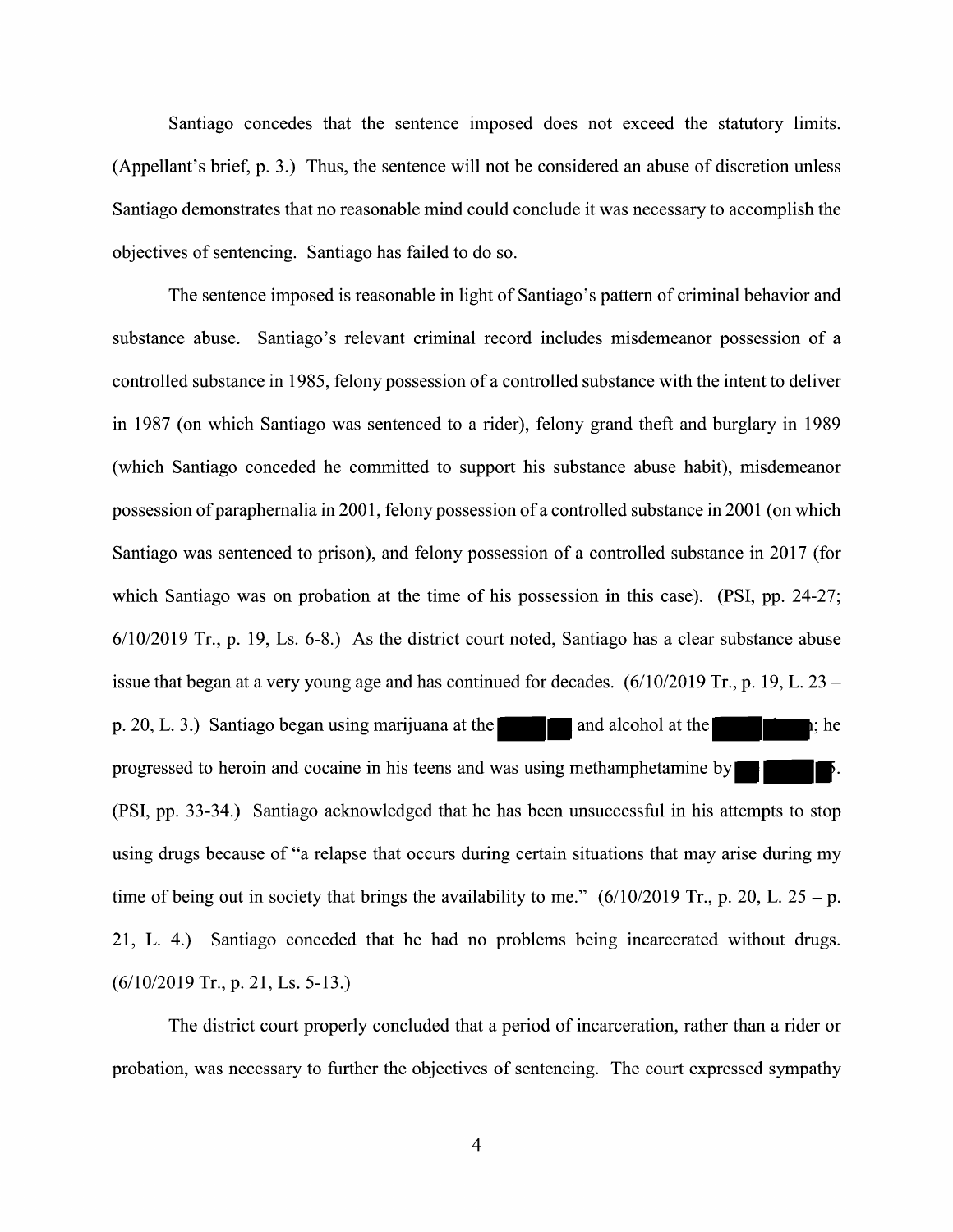Santiago concedes that the sentence imposed does not exceed the statutory limits. (Appellant's brief, p. 3.) Thus, the sentence will not be considered an abuse of discretion unless Santiago demonstrates that no reasonable mind could conclude it was necessary to accomplish the objectives of sentencing. Santiago has failed to do so.

The sentence imposed is reasonable in light of Santiago's pattern of criminal behavior and substance abuse. Santiago's relevant criminal record includes misdemeanor possession of a controlled substance in 1985, felony possession of a controlled substance with the intent to deliver in 1987 (on which Santiago was sentenced to a rider), felony grand theft and burglary in 1989 (which Santiago conceded he committed to support his substance abuse habit), misdemeanor possession of paraphernalia in 2001, felony possession of a controlled substance in 2001 (on which Santiago was sentenced to prison), and felony possession of a controlled substance in 2017 (for which Santiago was on probation at the time of his possession in this case). (PSI, pp. 24-27; 6/10/2019 Tr., p. 19, Ls. 6-8.) As the district court noted, Santiago has a clear substance abuse issue that began at a very young age and has continued for decades. (6/10/2019 Tr., p. 19, L. 23 – p. 20, L. 3.) Santiago began using marijuana at the [REDACTED] and alcohol at the [REDACTED]; he progressed to heroin and cocaine in his teens and was using methamphetamine by [REDACTED]. (PSI, pp. 33-34.) Santiago acknowledged that he has been unsuccessful in his attempts to stop using drugs because of "a relapse that occurs during certain situations that may arise during my time of being out in society that brings the availability to me." (6/10/2019 Tr., p. 20, L. 25 – p. 21, L. 4.) Santiago conceded that he had no problems being incarcerated without drugs. (6/10/2019 Tr., p. 21, Ls. 5-13.)

The district court properly concluded that a period of incarceration, rather than a rider or probation, was necessary to further the objectives of sentencing. The court expressed sympathy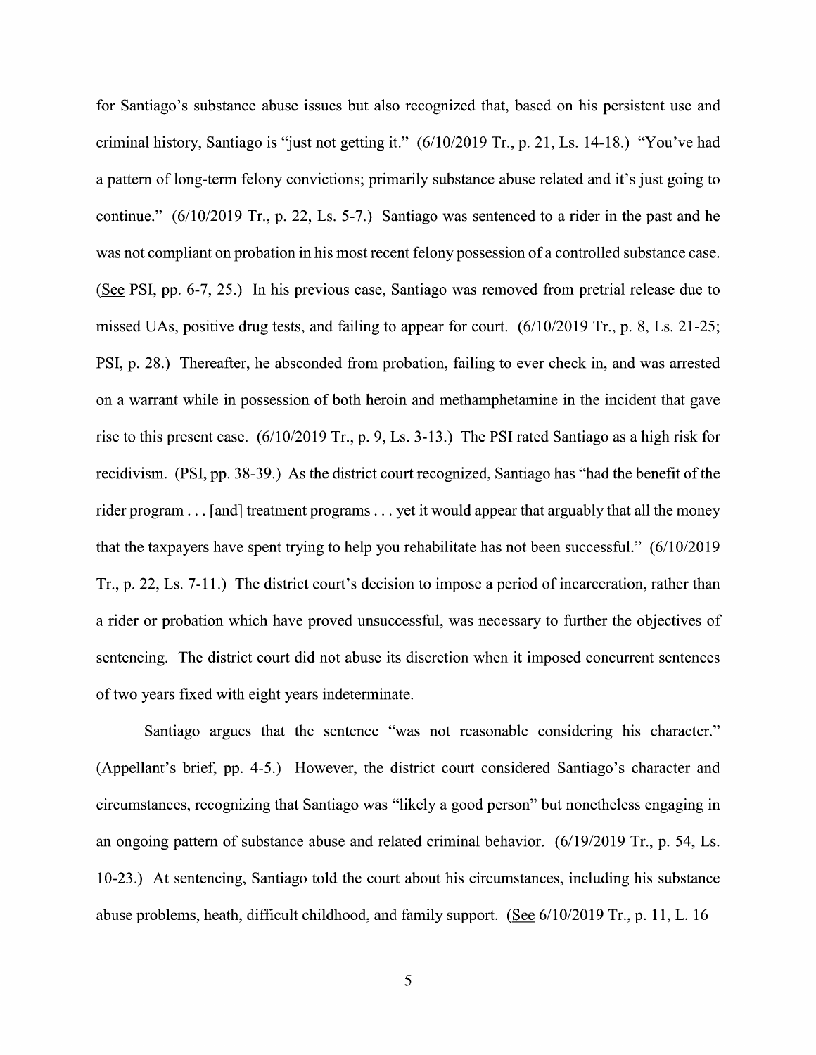for Santiago's substance abuse issues but also recognized that, based on his persistent use and criminal history, Santiago is "just not getting it." (6/10/2019 Tr., p. 21, Ls. 14-18.) "You've had a pattern of long-term felony convictions; primarily substance abuse related and it's just going to continue." (6/10/2019 Tr., p. 22, Ls. 5-7.) Santiago was sentenced to a rider in the past and he was not compliant on probation in his most recent felony possession of a controlled substance case. (See PSI, pp. 6-7, 25.) In his previous case, Santiago was removed from pretrial release due to missed UAs, positive drug tests, and failing to appear for court. (6/10/2019 Tr., p. 8, Ls. 21-25; PSI, p. 28.) Thereafter, he absconded from probation, failing to ever check in, and was arrested on a warrant while in possession of both heroin and methamphetamine in the incident that gave rise to this present case. (6/10/2019 Tr., p. 9, Ls. 3-13.) The PSI rated Santiago as a high risk for recidivism. (PSI, pp. 38-39.) As the district court recognized, Santiago has "had the benefit of the rider program . . . [and] treatment programs . . . yet it would appear that arguably that all the money that the taxpayers have spent trying to help you rehabilitate has not been successful." (6/10/2019 Tr., p. 22, Ls. 7-11.) The district court's decision to impose a period of incarceration, rather than a rider or probation which have proved unsuccessful, was necessary to further the objectives of sentencing. The district court did not abuse its discretion when it imposed concurrent sentences of two years fixed with eight years indeterminate.

Santiago argues that the sentence "was not reasonable considering his character." (Appellant's brief, pp. 4-5.) However, the district court considered Santiago's character and circumstances, recognizing that Santiago was "likely a good person" but nonetheless engaging in an ongoing pattern of substance abuse and related criminal behavior. (6/19/2019 Tr., p. 54, Ls. 10-23.) At sentencing, Santiago told the court about his circumstances, including his substance abuse problems, heath, difficult childhood, and family support. (See 6/10/2019 Tr., p. 11, L. 16 –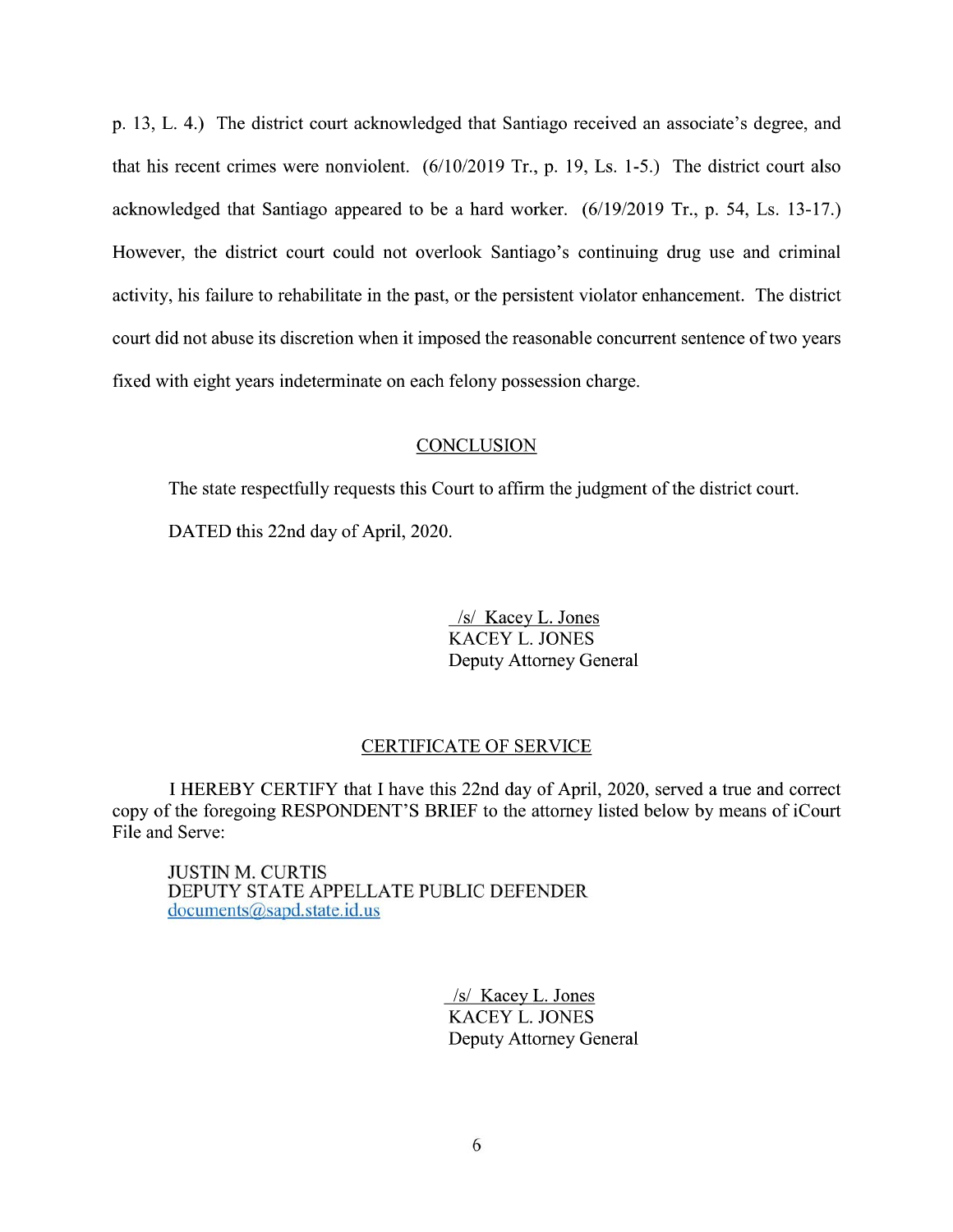p. 13, L. 4.) The district court acknowledged that Santiago received an associate's degree, and that his recent crimes were nonviolent. (6/10/2019 Tr., p. 19, Ls. 1-5.) The district court also acknowledged that Santiago appeared to be a hard worker. (6/19/2019 Tr., p. 54, Ls. 13-17.) However, the district court could not overlook Santiago's continuing drug use and criminal activity, his failure to rehabilitate in the past, or the persistent violator enhancement. The district court did not abuse its discretion when it imposed the reasonable concurrent sentence of two years fixed with eight years indeterminate on each felony possession charge.

## CONCLUSION

The state respectfully requests this Court to affirm the judgment of the district court.

DATED this 22nd day of April, 2020.

/s/ Kacey L. Jones
KACEY L. JONES
Deputy Attorney General

## CERTIFICATE OF SERVICE

I HEREBY CERTIFY that I have this 22nd day of April, 2020, served a true and correct copy of the foregoing RESPONDENT'S BRIEF to the attorney listed below by means of iCourt File and Serve:

JUSTIN M. CURTIS
DEPUTY STATE APPELLATE PUBLIC DEFENDER
documents@sapd.state.id.us

/s/ Kacey L. Jones
KACEY L. JONES
Deputy Attorney General